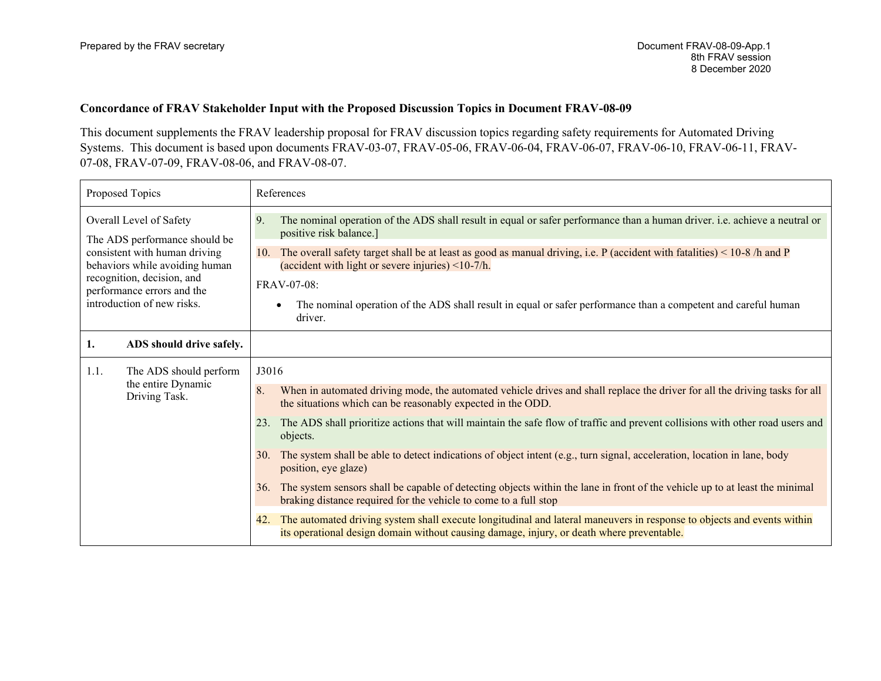Prepared by the FRAV secretary

Document FRAV-08-09-App.1
8th FRAV session
8 December 2020

**Concordance of FRAV Stakeholder Input with the Proposed Discussion Topics in Document FRAV-08-09**

This document supplements the FRAV leadership proposal for FRAV discussion topics regarding safety requirements for Automated Driving Systems. This document is based upon documents FRAV-03-07, FRAV-05-06, FRAV-06-04, FRAV-06-07, FRAV-06-10, FRAV-06-11, FRAV-07-08, FRAV-07-09, FRAV-08-06, and FRAV-08-07.

| Proposed Topics | References |
|---|---|
| Overall Level of Safety<br>The ADS performance should be consistent with human driving behaviors while avoiding human recognition, decision, and performance errors and the introduction of new risks. | 9. The nominal operation of the ADS shall result in equal or safer performance than a human driver. i.e. achieve a neutral or positive risk balance.]<br>10. The overall safety target shall be at least as good as manual driving, i.e. P (accident with fatalities) < 10-8 /h and P (accident with light or severe injuries) <10-7/h.<br>FRAV-07-08:<br>• The nominal operation of the ADS shall result in equal or safer performance than a competent and careful human driver. |
| **1. ADS should drive safely.** | |
| 1.1. The ADS should perform the entire Dynamic Driving Task. | J3016<br>8. When in automated driving mode, the automated vehicle drives and shall replace the driver for all the driving tasks for all the situations which can be reasonably expected in the ODD.<br>23. The ADS shall prioritize actions that will maintain the safe flow of traffic and prevent collisions with other road users and objects.<br>30. The system shall be able to detect indications of object intent (e.g., turn signal, acceleration, location in lane, body position, eye glaze)<br>36. The system sensors shall be capable of detecting objects within the lane in front of the vehicle up to at least the minimal braking distance required for the vehicle to come to a full stop<br>42. The automated driving system shall execute longitudinal and lateral maneuvers in response to objects and events within its operational design domain without causing damage, injury, or death where preventable. |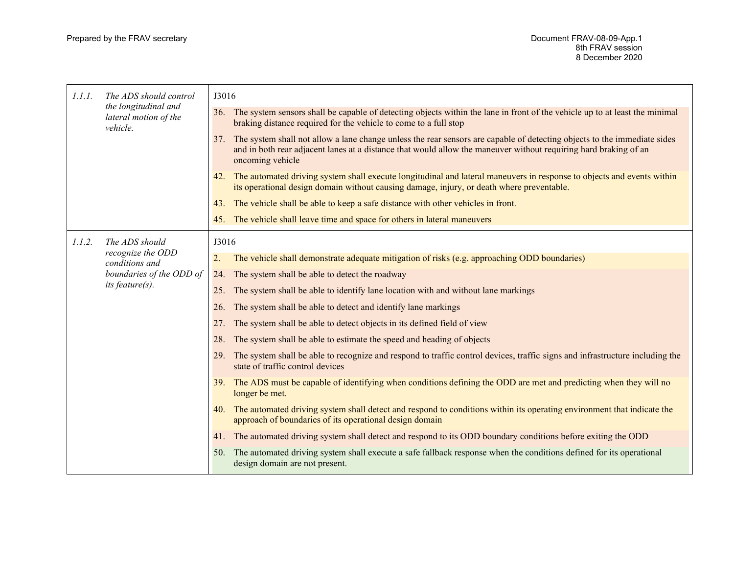| | |
|---|---|
| 1.1.1. *The ADS should control the longitudinal and lateral motion of the vehicle.* | J3016<br>36. The system sensors shall be capable of detecting objects within the lane in front of the vehicle up to at least the minimal braking distance required for the vehicle to come to a full stop<br>37. The system shall not allow a lane change unless the rear sensors are capable of detecting objects to the immediate sides and in both rear adjacent lanes at a distance that would allow the maneuver without requiring hard braking of an oncoming vehicle<br>42. The automated driving system shall execute longitudinal and lateral maneuvers in response to objects and events within its operational design domain without causing damage, injury, or death where preventable.<br>43. The vehicle shall be able to keep a safe distance with other vehicles in front.<br>45. The vehicle shall leave time and space for others in lateral maneuvers |
| 1.1.2. *The ADS should recognize the ODD conditions and boundaries of the ODD of its feature(s).* | J3016<br>2. The vehicle shall demonstrate adequate mitigation of risks (e.g. approaching ODD boundaries)<br>24. The system shall be able to detect the roadway<br>25. The system shall be able to identify lane location with and without lane markings<br>26. The system shall be able to detect and identify lane markings<br>27. The system shall be able to detect objects in its defined field of view<br>28. The system shall be able to estimate the speed and heading of objects<br>29. The system shall be able to recognize and respond to traffic control devices, traffic signs and infrastructure including the state of traffic control devices<br>39. The ADS must be capable of identifying when conditions defining the ODD are met and predicting when they will no longer be met.<br>40. The automated driving system shall detect and respond to conditions within its operating environment that indicate the approach of boundaries of its operational design domain<br>41. The automated driving system shall detect and respond to its ODD boundary conditions before exiting the ODD<br>50. The automated driving system shall execute a safe fallback response when the conditions defined for its operational design domain are not present. |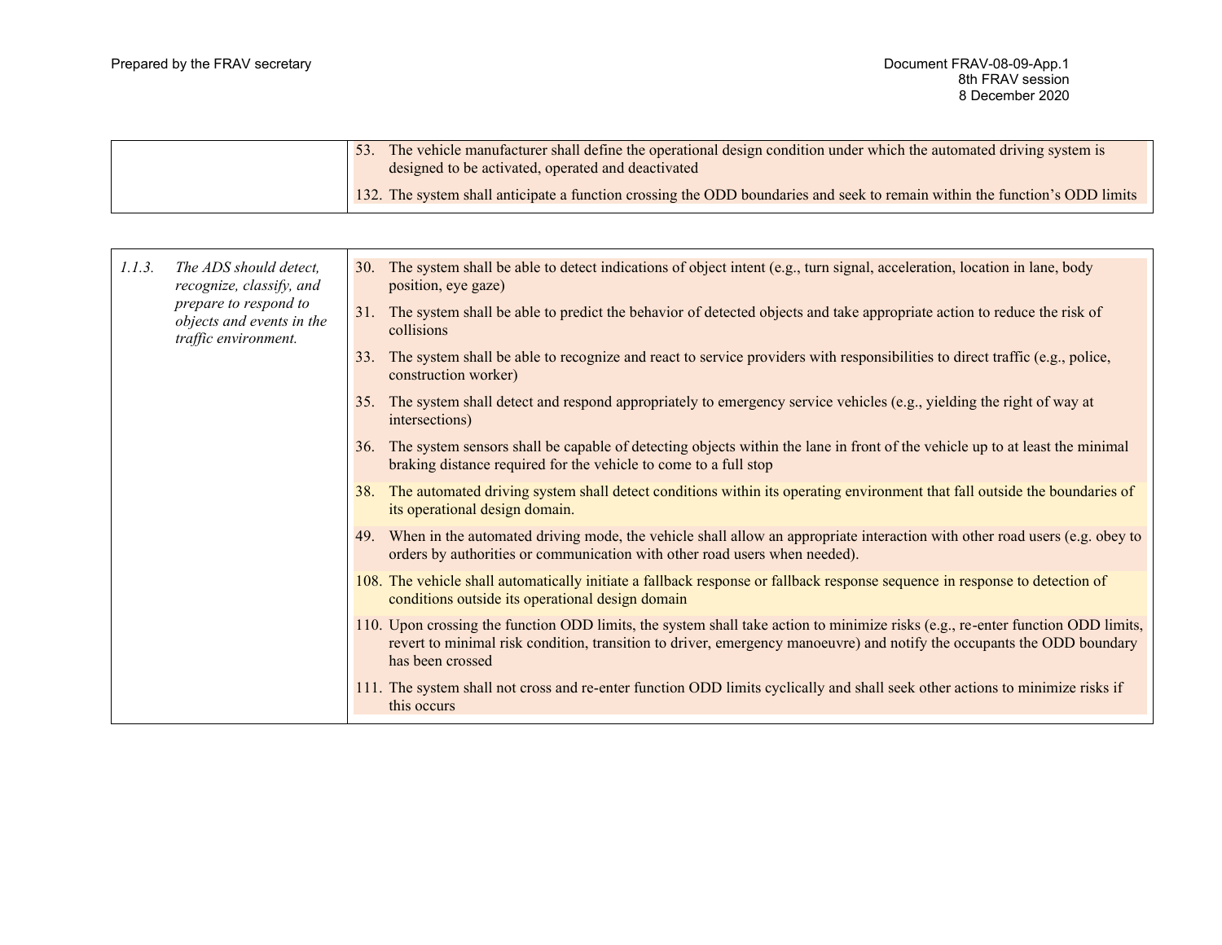| | |
|---|---|
| | 53. The vehicle manufacturer shall define the operational design condition under which the automated driving system is designed to be activated, operated and deactivated<br><br>132. The system shall anticipate a function crossing the ODD boundaries and seek to remain within the function's ODD limits |

| | |
|---|---|
| *1.1.3. The ADS should detect, recognize, classify, and prepare to respond to objects and events in the traffic environment.* | 30. The system shall be able to detect indications of object intent (e.g., turn signal, acceleration, location in lane, body position, eye gaze)<br><br>31. The system shall be able to predict the behavior of detected objects and take appropriate action to reduce the risk of collisions<br><br>33. The system shall be able to recognize and react to service providers with responsibilities to direct traffic (e.g., police, construction worker)<br><br>35. The system shall detect and respond appropriately to emergency service vehicles (e.g., yielding the right of way at intersections)<br><br>36. The system sensors shall be capable of detecting objects within the lane in front of the vehicle up to at least the minimal braking distance required for the vehicle to come to a full stop<br><br>38. The automated driving system shall detect conditions within its operating environment that fall outside the boundaries of its operational design domain.<br><br>49. When in the automated driving mode, the vehicle shall allow an appropriate interaction with other road users (e.g. obey to orders by authorities or communication with other road users when needed).<br><br>108. The vehicle shall automatically initiate a fallback response or fallback response sequence in response to detection of conditions outside its operational design domain<br><br>110. Upon crossing the function ODD limits, the system shall take action to minimize risks (e.g., re-enter function ODD limits, revert to minimal risk condition, transition to driver, emergency manoeuvre) and notify the occupants the ODD boundary has been crossed<br><br>111. The system shall not cross and re-enter function ODD limits cyclically and shall seek other actions to minimize risks if this occurs |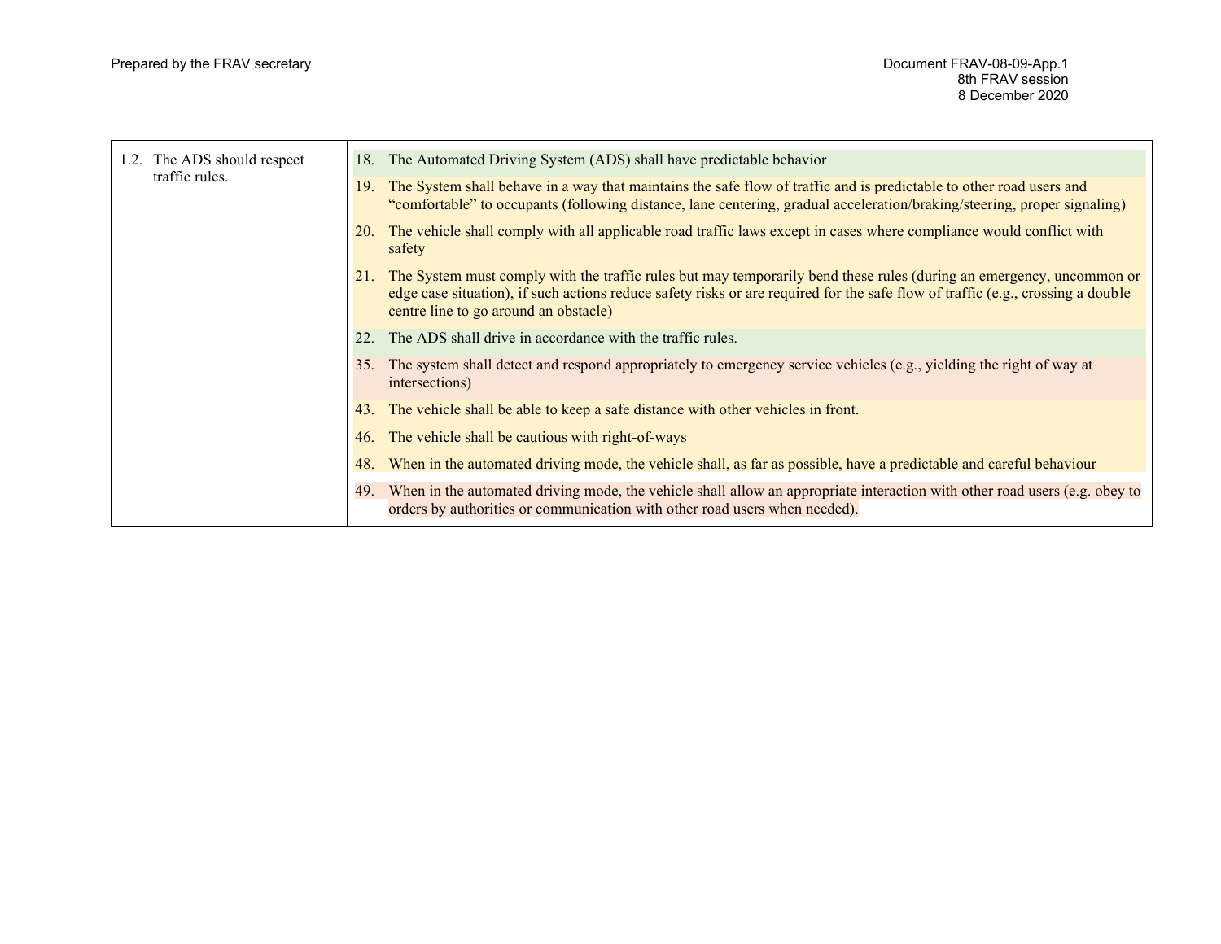| | |
|---|---|
| 1.2. The ADS should respect traffic rules. | 18. The Automated Driving System (ADS) shall have predictable behavior<br>19. The System shall behave in a way that maintains the safe flow of traffic and is predictable to other road users and "comfortable" to occupants (following distance, lane centering, gradual acceleration/braking/steering, proper signaling)<br>20. The vehicle shall comply with all applicable road traffic laws except in cases where compliance would conflict with safety<br>21. The System must comply with the traffic rules but may temporarily bend these rules (during an emergency, uncommon or edge case situation), if such actions reduce safety risks or are required for the safe flow of traffic (e.g., crossing a double centre line to go around an obstacle)<br>22. The ADS shall drive in accordance with the traffic rules.<br>35. The system shall detect and respond appropriately to emergency service vehicles (e.g., yielding the right of way at intersections)<br>43. The vehicle shall be able to keep a safe distance with other vehicles in front.<br>46. The vehicle shall be cautious with right-of-ways<br>48. When in the automated driving mode, the vehicle shall, as far as possible, have a predictable and careful behaviour<br>49. When in the automated driving mode, the vehicle shall allow an appropriate interaction with other road users (e.g. obey to orders by authorities or communication with other road users when needed). |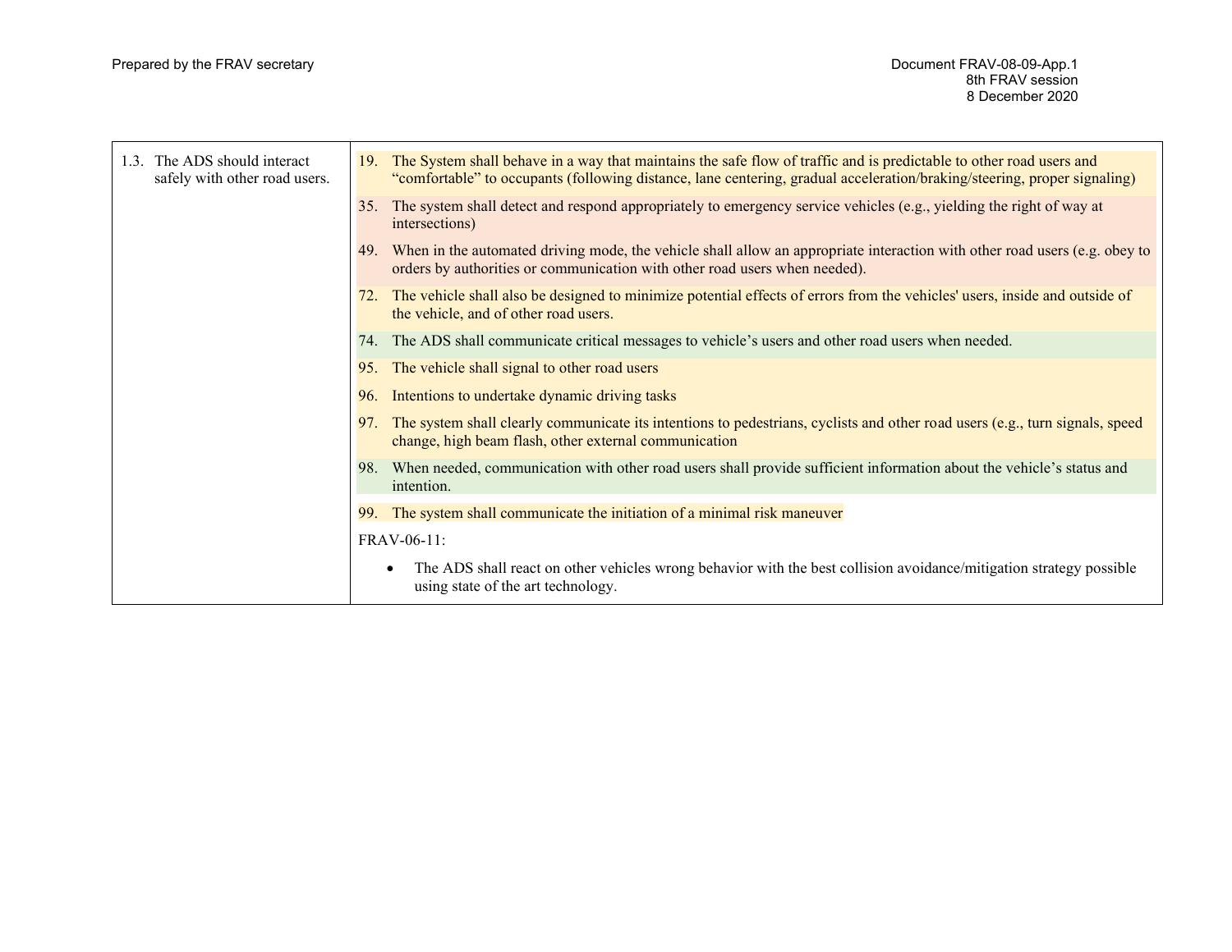| | |
|---|---|
| 1.3. The ADS should interact safely with other road users. | 19. The System shall behave in a way that maintains the safe flow of traffic and is predictable to other road users and "comfortable" to occupants (following distance, lane centering, gradual acceleration/braking/steering, proper signaling)<br><br>35. The system shall detect and respond appropriately to emergency service vehicles (e.g., yielding the right of way at intersections)<br><br>49. When in the automated driving mode, the vehicle shall allow an appropriate interaction with other road users (e.g. obey to orders by authorities or communication with other road users when needed).<br><br>72. The vehicle shall also be designed to minimize potential effects of errors from the vehicles' users, inside and outside of the vehicle, and of other road users.<br><br>74. The ADS shall communicate critical messages to vehicle's users and other road users when needed.<br><br>95. The vehicle shall signal to other road users<br><br>96. Intentions to undertake dynamic driving tasks<br><br>97. The system shall clearly communicate its intentions to pedestrians, cyclists and other road users (e.g., turn signals, speed change, high beam flash, other external communication<br><br>98. When needed, communication with other road users shall provide sufficient information about the vehicle's status and intention.<br><br>99. The system shall communicate the initiation of a minimal risk maneuver<br><br>FRAV-06-11:<br><br>• The ADS shall react on other vehicles wrong behavior with the best collision avoidance/mitigation strategy possible using state of the art technology. |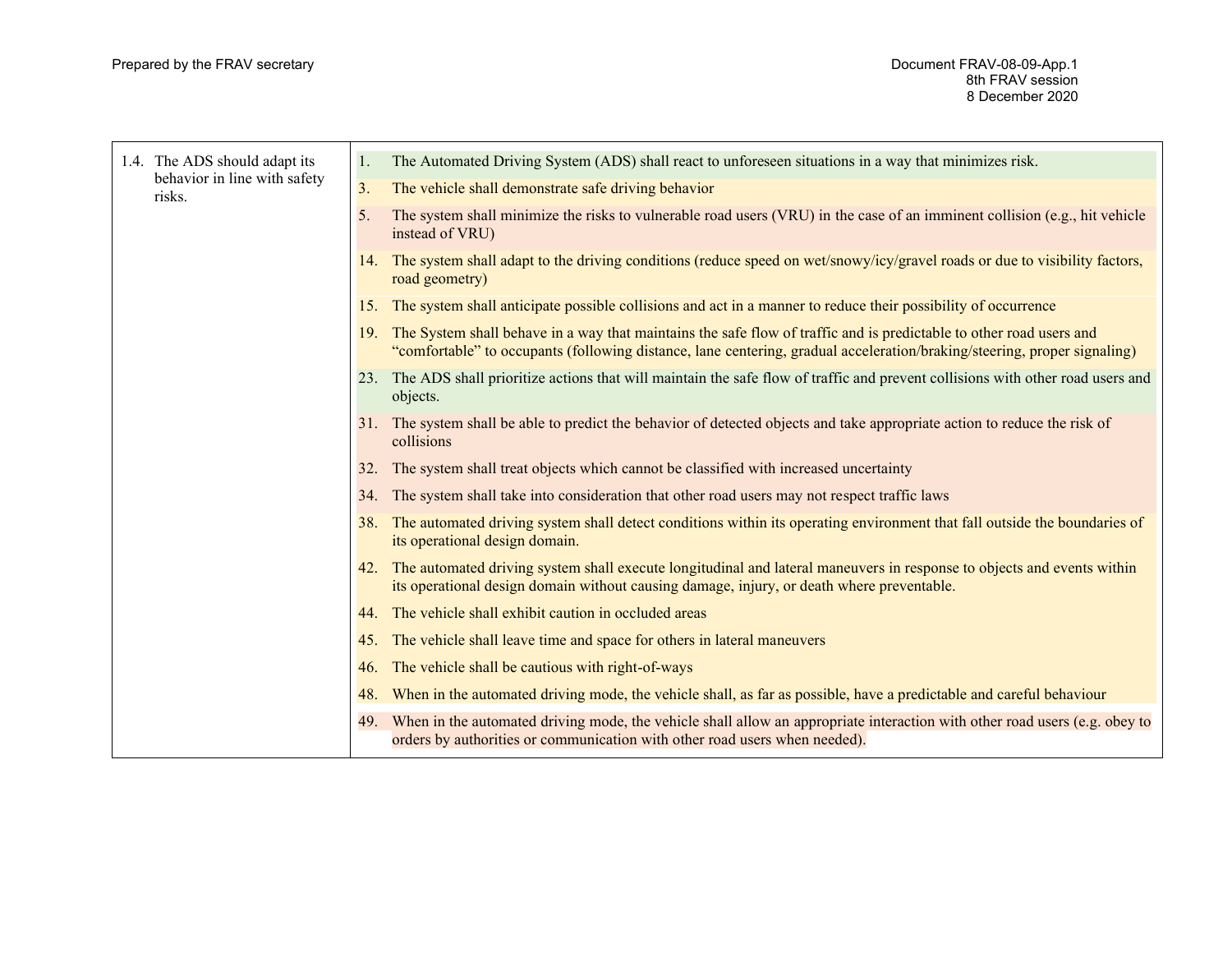| | |
|---|---|
| 1.4. The ADS should adapt its behavior in line with safety risks. | 1. The Automated Driving System (ADS) shall react to unforeseen situations in a way that minimizes risk.<br>3. The vehicle shall demonstrate safe driving behavior<br>5. The system shall minimize the risks to vulnerable road users (VRU) in the case of an imminent collision (e.g., hit vehicle instead of VRU)<br>14. The system shall adapt to the driving conditions (reduce speed on wet/snowy/icy/gravel roads or due to visibility factors, road geometry)<br>15. The system shall anticipate possible collisions and act in a manner to reduce their possibility of occurrence<br>19. The System shall behave in a way that maintains the safe flow of traffic and is predictable to other road users and "comfortable" to occupants (following distance, lane centering, gradual acceleration/braking/steering, proper signaling)<br>23. The ADS shall prioritize actions that will maintain the safe flow of traffic and prevent collisions with other road users and objects.<br>31. The system shall be able to predict the behavior of detected objects and take appropriate action to reduce the risk of collisions<br>32. The system shall treat objects which cannot be classified with increased uncertainty<br>34. The system shall take into consideration that other road users may not respect traffic laws<br>38. The automated driving system shall detect conditions within its operating environment that fall outside the boundaries of its operational design domain.<br>42. The automated driving system shall execute longitudinal and lateral maneuvers in response to objects and events within its operational design domain without causing damage, injury, or death where preventable.<br>44. The vehicle shall exhibit caution in occluded areas<br>45. The vehicle shall leave time and space for others in lateral maneuvers<br>46. The vehicle shall be cautious with right-of-ways<br>48. When in the automated driving mode, the vehicle shall, as far as possible, have a predictable and careful behaviour<br>49. When in the automated driving mode, the vehicle shall allow an appropriate interaction with other road users (e.g. obey to orders by authorities or communication with other road users when needed). |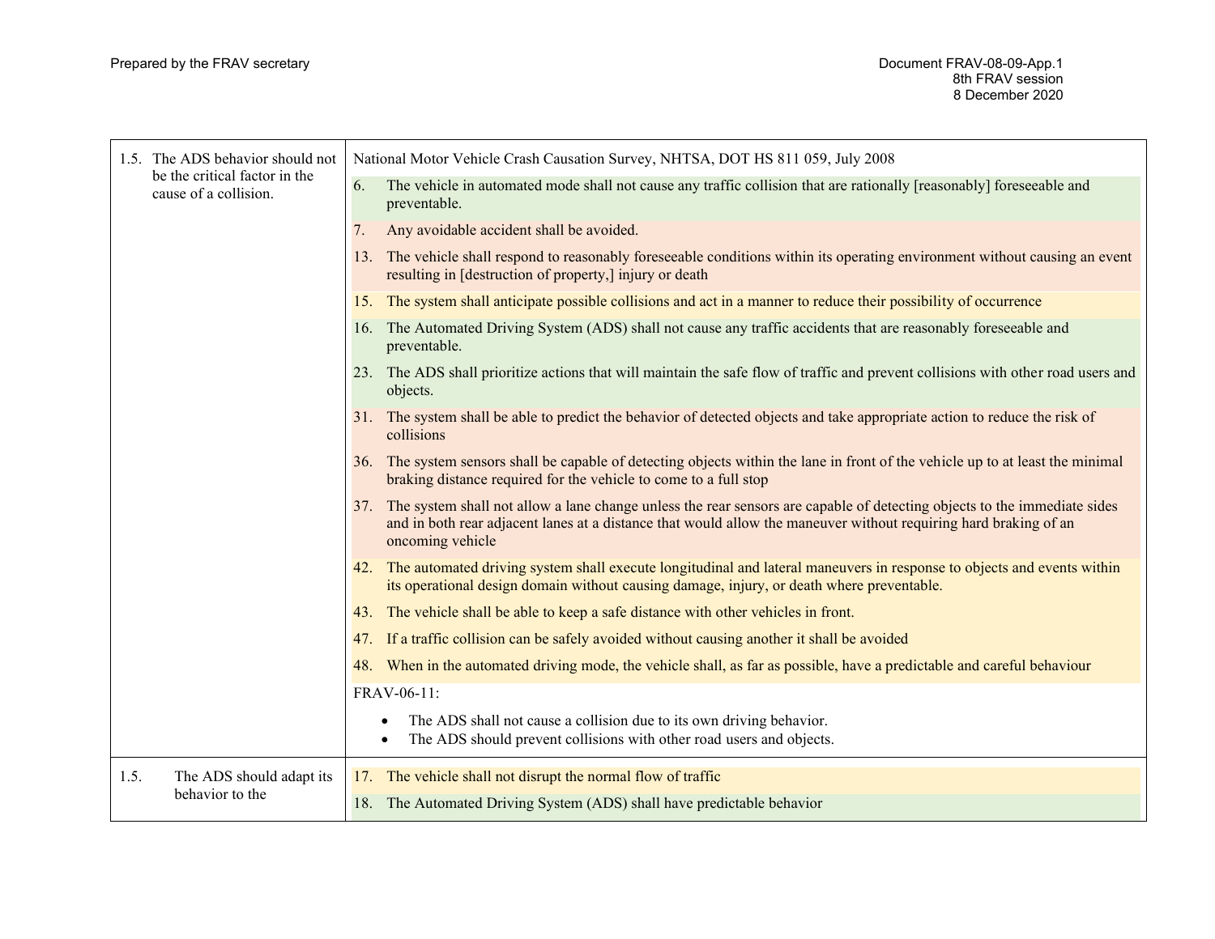| | |
|---|---|
| 1.5. The ADS behavior should not be the critical factor in the cause of a collision. | National Motor Vehicle Crash Causation Survey, NHTSA, DOT HS 811 059, July 2008<br>6. The vehicle in automated mode shall not cause any traffic collision that are rationally [reasonably] foreseeable and preventable.<br>7. Any avoidable accident shall be avoided.<br>13. The vehicle shall respond to reasonably foreseeable conditions within its operating environment without causing an event resulting in [destruction of property,] injury or death<br>15. The system shall anticipate possible collisions and act in a manner to reduce their possibility of occurrence<br>16. The Automated Driving System (ADS) shall not cause any traffic accidents that are reasonably foreseeable and preventable.<br>23. The ADS shall prioritize actions that will maintain the safe flow of traffic and prevent collisions with other road users and objects.<br>31. The system shall be able to predict the behavior of detected objects and take appropriate action to reduce the risk of collisions<br>36. The system sensors shall be capable of detecting objects within the lane in front of the vehicle up to at least the minimal braking distance required for the vehicle to come to a full stop<br>37. The system shall not allow a lane change unless the rear sensors are capable of detecting objects to the immediate sides and in both rear adjacent lanes at a distance that would allow the maneuver without requiring hard braking of an oncoming vehicle<br>42. The automated driving system shall execute longitudinal and lateral maneuvers in response to objects and events within its operational design domain without causing damage, injury, or death where preventable.<br>43. The vehicle shall be able to keep a safe distance with other vehicles in front.<br>47. If a traffic collision can be safely avoided without causing another it shall be avoided<br>48. When in the automated driving mode, the vehicle shall, as far as possible, have a predictable and careful behaviour<br>FRAV-06-11:<br>• The ADS shall not cause a collision due to its own driving behavior.<br>• The ADS should prevent collisions with other road users and objects. |
| 1.5. The ADS should adapt its behavior to the | 17. The vehicle shall not disrupt the normal flow of traffic<br>18. The Automated Driving System (ADS) shall have predictable behavior |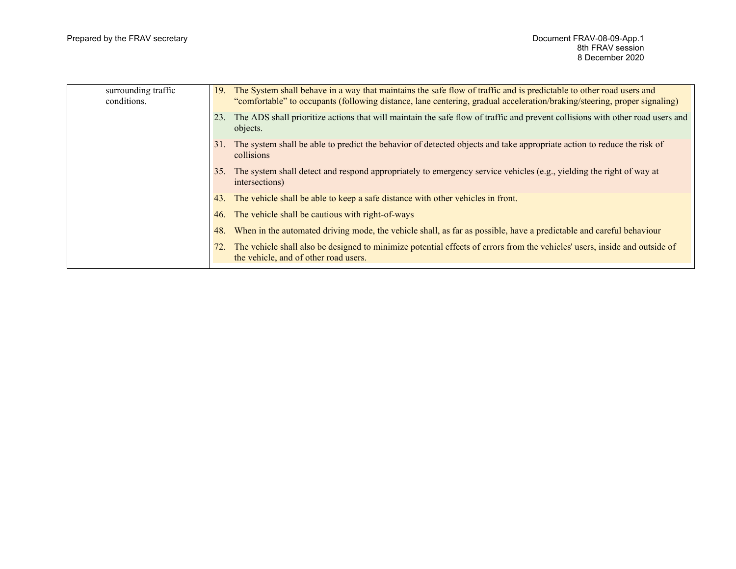| | |
|---|---|
| surrounding traffic conditions. | 19. The System shall behave in a way that maintains the safe flow of traffic and is predictable to other road users and "comfortable" to occupants (following distance, lane centering, gradual acceleration/braking/steering, proper signaling)<br>23. The ADS shall prioritize actions that will maintain the safe flow of traffic and prevent collisions with other road users and objects.<br>31. The system shall be able to predict the behavior of detected objects and take appropriate action to reduce the risk of collisions<br>35. The system shall detect and respond appropriately to emergency service vehicles (e.g., yielding the right of way at intersections)<br>43. The vehicle shall be able to keep a safe distance with other vehicles in front.<br>46. The vehicle shall be cautious with right-of-ways<br>48. When in the automated driving mode, the vehicle shall, as far as possible, have a predictable and careful behaviour<br>72. The vehicle shall also be designed to minimize potential effects of errors from the vehicles' users, inside and outside of the vehicle, and of other road users. |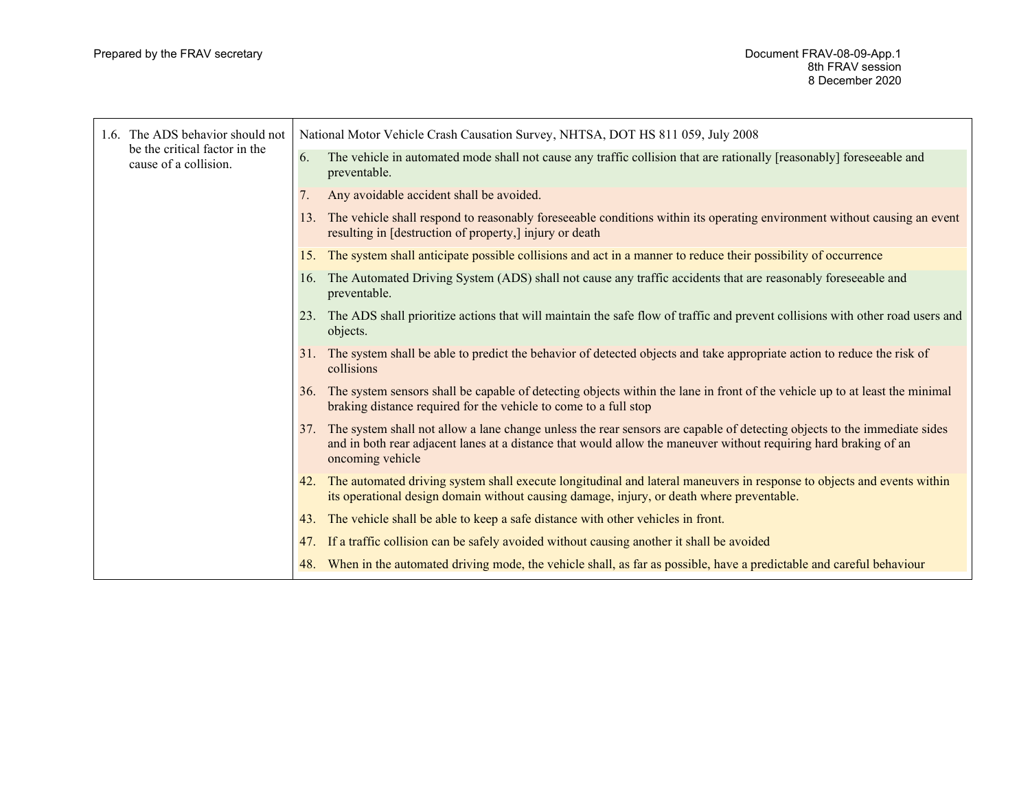| 1.6. The ADS behavior should not be the critical factor in the cause of a collision. | National Motor Vehicle Crash Causation Survey, NHTSA, DOT HS 811 059, July 2008 |
|---|---|
| | 6. The vehicle in automated mode shall not cause any traffic collision that are rationally [reasonably] foreseeable and preventable. |
| | 7. Any avoidable accident shall be avoided. |
| | 13. The vehicle shall respond to reasonably foreseeable conditions within its operating environment without causing an event resulting in [destruction of property,] injury or death |
| | 15. The system shall anticipate possible collisions and act in a manner to reduce their possibility of occurrence |
| | 16. The Automated Driving System (ADS) shall not cause any traffic accidents that are reasonably foreseeable and preventable. |
| | 23. The ADS shall prioritize actions that will maintain the safe flow of traffic and prevent collisions with other road users and objects. |
| | 31. The system shall be able to predict the behavior of detected objects and take appropriate action to reduce the risk of collisions |
| | 36. The system sensors shall be capable of detecting objects within the lane in front of the vehicle up to at least the minimal braking distance required for the vehicle to come to a full stop |
| | 37. The system shall not allow a lane change unless the rear sensors are capable of detecting objects to the immediate sides and in both rear adjacent lanes at a distance that would allow the maneuver without requiring hard braking of an oncoming vehicle |
| | 42. The automated driving system shall execute longitudinal and lateral maneuvers in response to objects and events within its operational design domain without causing damage, injury, or death where preventable. |
| | 43. The vehicle shall be able to keep a safe distance with other vehicles in front. |
| | 47. If a traffic collision can be safely avoided without causing another it shall be avoided |
| | 48. When in the automated driving mode, the vehicle shall, as far as possible, have a predictable and careful behaviour |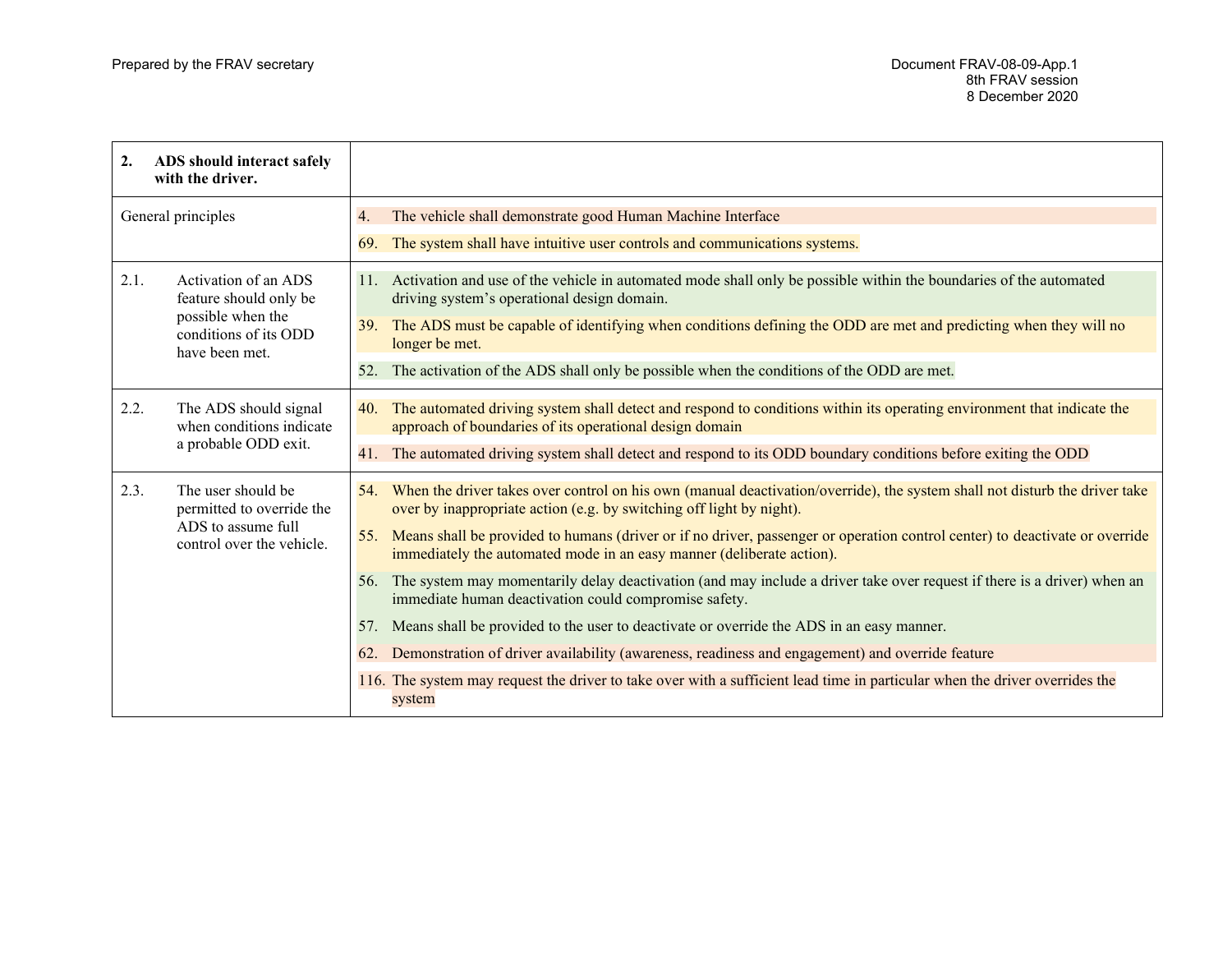| 2. ADS should interact safely with the driver. | |
|---|---|
| General principles | 4. The vehicle shall demonstrate good Human Machine Interface<br>69. The system shall have intuitive user controls and communications systems. |
| 2.1. Activation of an ADS feature should only be possible when the conditions of its ODD have been met. | 11. Activation and use of the vehicle in automated mode shall only be possible within the boundaries of the automated driving system's operational design domain.<br>39. The ADS must be capable of identifying when conditions defining the ODD are met and predicting when they will no longer be met.<br>52. The activation of the ADS shall only be possible when the conditions of the ODD are met. |
| 2.2. The ADS should signal when conditions indicate a probable ODD exit. | 40. The automated driving system shall detect and respond to conditions within its operating environment that indicate the approach of boundaries of its operational design domain<br>41. The automated driving system shall detect and respond to its ODD boundary conditions before exiting the ODD |
| 2.3. The user should be permitted to override the ADS to assume full control over the vehicle. | 54. When the driver takes over control on his own (manual deactivation/override), the system shall not disturb the driver take over by inappropriate action (e.g. by switching off light by night).<br>55. Means shall be provided to humans (driver or if no driver, passenger or operation control center) to deactivate or override immediately the automated mode in an easy manner (deliberate action).<br>56. The system may momentarily delay deactivation (and may include a driver take over request if there is a driver) when an immediate human deactivation could compromise safety.<br>57. Means shall be provided to the user to deactivate or override the ADS in an easy manner.<br>62. Demonstration of driver availability (awareness, readiness and engagement) and override feature<br>116. The system may request the driver to take over with a sufficient lead time in particular when the driver overrides the system |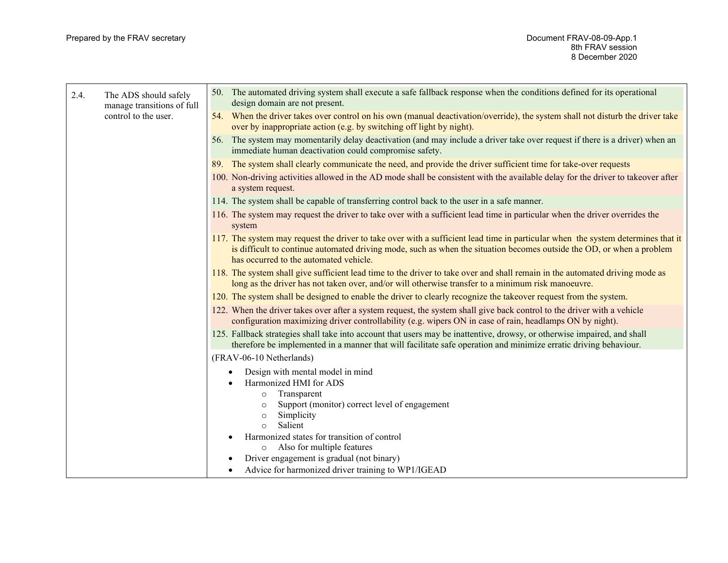| | | |
|---|---|---|
| 2.4. | The ADS should safely manage transitions of full control to the user. | 50. The automated driving system shall execute a safe fallback response when the conditions defined for its operational design domain are not present.<br>54. When the driver takes over control on his own (manual deactivation/override), the system shall not disturb the driver take over by inappropriate action (e.g. by switching off light by night).<br>56. The system may momentarily delay deactivation (and may include a driver take over request if there is a driver) when an immediate human deactivation could compromise safety.<br>89. The system shall clearly communicate the need, and provide the driver sufficient time for take-over requests<br>100. Non-driving activities allowed in the AD mode shall be consistent with the available delay for the driver to takeover after a system request.<br>114. The system shall be capable of transferring control back to the user in a safe manner.<br>116. The system may request the driver to take over with a sufficient lead time in particular when the driver overrides the system<br>117. The system may request the driver to take over with a sufficient lead time in particular when the system determines that it is difficult to continue automated driving mode, such as when the situation becomes outside the OD, or when a problem has occurred to the automated vehicle.<br>118. The system shall give sufficient lead time to the driver to take over and shall remain in the automated driving mode as long as the driver has not taken over, and/or will otherwise transfer to a minimum risk manoeuvre.<br>120. The system shall be designed to enable the driver to clearly recognize the takeover request from the system.<br>122. When the driver takes over after a system request, the system shall give back control to the driver with a vehicle configuration maximizing driver controllability (e.g. wipers ON in case of rain, headlamps ON by night).<br>125. Fallback strategies shall take into account that users may be inattentive, drowsy, or otherwise impaired, and shall therefore be implemented in a manner that will facilitate safe operation and minimize erratic driving behaviour.<br>(FRAV-06-10 Netherlands)<br>• Design with mental model in mind<br>• Harmonized HMI for ADS<br>&nbsp;&nbsp;&nbsp;&nbsp;○ Transparent<br>&nbsp;&nbsp;&nbsp;&nbsp;○ Support (monitor) correct level of engagement<br>&nbsp;&nbsp;&nbsp;&nbsp;○ Simplicity<br>&nbsp;&nbsp;&nbsp;&nbsp;○ Salient<br>• Harmonized states for transition of control<br>&nbsp;&nbsp;&nbsp;&nbsp;○ Also for multiple features<br>• Driver engagement is gradual (not binary)<br>• Advice for harmonized driver training to WP1/IGEAD |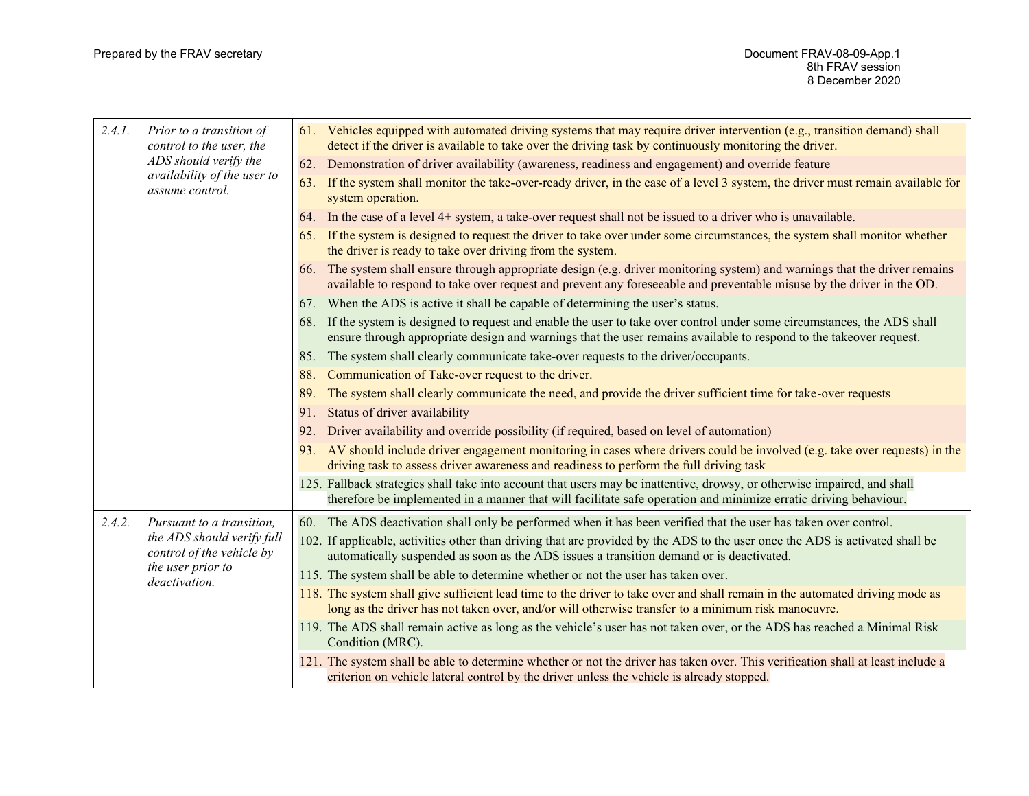| | |
|---|---|
| 2.4.1. *Prior to a transition of control to the user, the ADS should verify the availability of the user to assume control.* | 61. Vehicles equipped with automated driving systems that may require driver intervention (e.g., transition demand) shall detect if the driver is available to take over the driving task by continuously monitoring the driver.<br>62. Demonstration of driver availability (awareness, readiness and engagement) and override feature<br>63. If the system shall monitor the take-over-ready driver, in the case of a level 3 system, the driver must remain available for system operation.<br>64. In the case of a level 4+ system, a take-over request shall not be issued to a driver who is unavailable.<br>65. If the system is designed to request the driver to take over under some circumstances, the system shall monitor whether the driver is ready to take over driving from the system.<br>66. The system shall ensure through appropriate design (e.g. driver monitoring system) and warnings that the driver remains available to respond to take over request and prevent any foreseeable and preventable misuse by the driver in the OD.<br>67. When the ADS is active it shall be capable of determining the user's status.<br>68. If the system is designed to request and enable the user to take over control under some circumstances, the ADS shall ensure through appropriate design and warnings that the user remains available to respond to the takeover request.<br>85. The system shall clearly communicate take-over requests to the driver/occupants.<br>88. Communication of Take-over request to the driver.<br>89. The system shall clearly communicate the need, and provide the driver sufficient time for take-over requests<br>91. Status of driver availability<br>92. Driver availability and override possibility (if required, based on level of automation)<br>93. AV should include driver engagement monitoring in cases where drivers could be involved (e.g. take over requests) in the driving task to assess driver awareness and readiness to perform the full driving task<br>125. Fallback strategies shall take into account that users may be inattentive, drowsy, or otherwise impaired, and shall therefore be implemented in a manner that will facilitate safe operation and minimize erratic driving behaviour. |
| 2.4.2. *Pursuant to a transition, the ADS should verify full control of the vehicle by the user prior to deactivation.* | 60. The ADS deactivation shall only be performed when it has been verified that the user has taken over control.<br>102. If applicable, activities other than driving that are provided by the ADS to the user once the ADS is activated shall be automatically suspended as soon as the ADS issues a transition demand or is deactivated.<br>115. The system shall be able to determine whether or not the user has taken over.<br>118. The system shall give sufficient lead time to the driver to take over and shall remain in the automated driving mode as long as the driver has not taken over, and/or will otherwise transfer to a minimum risk manoeuvre.<br>119. The ADS shall remain active as long as the vehicle's user has not taken over, or the ADS has reached a Minimal Risk Condition (MRC).<br>121. The system shall be able to determine whether or not the driver has taken over. This verification shall at least include a criterion on vehicle lateral control by the driver unless the vehicle is already stopped. |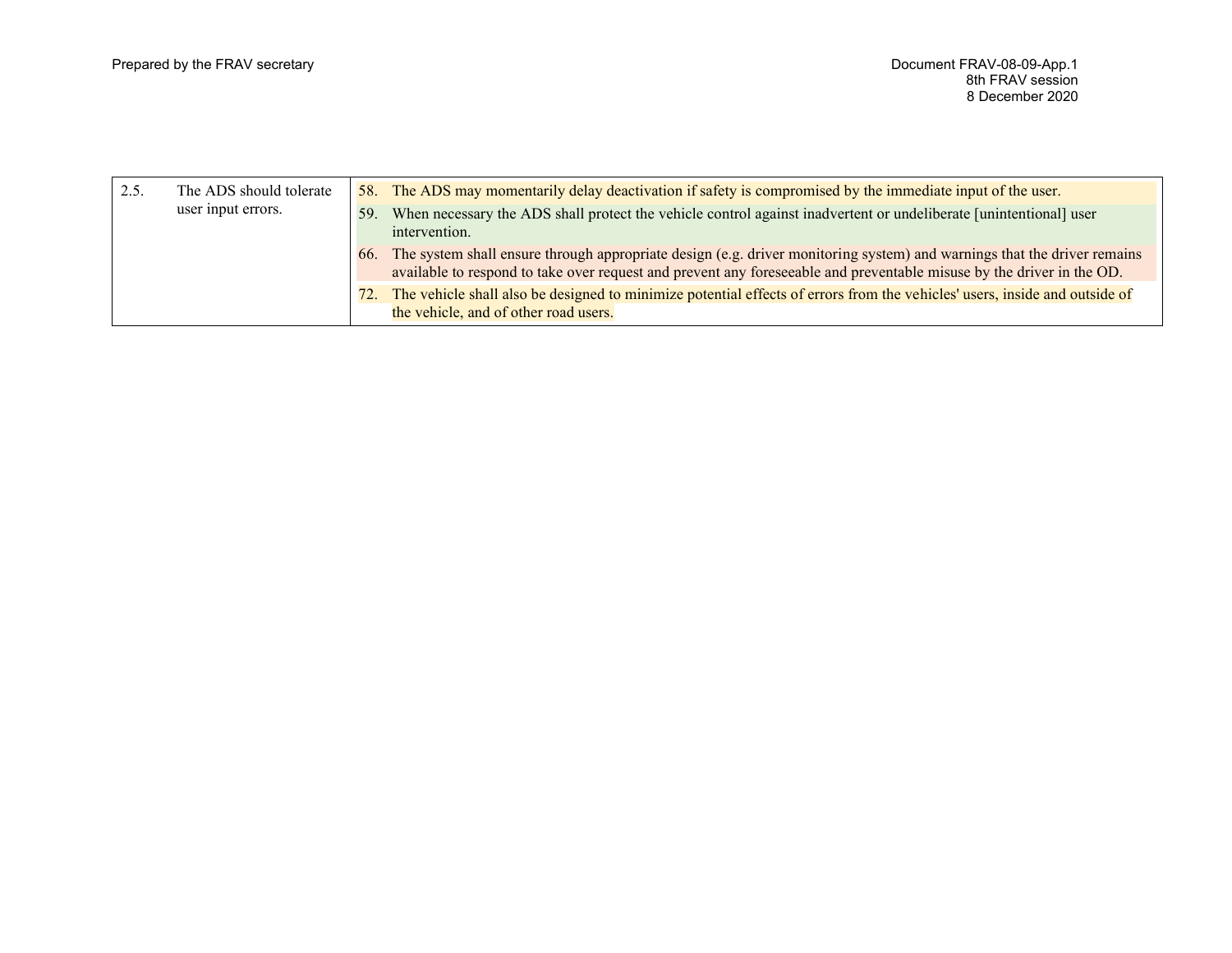| | | |
|---|---|---|
| 2.5. | The ADS should tolerate user input errors. | 58. The ADS may momentarily delay deactivation if safety is compromised by the immediate input of the user.<br>59. When necessary the ADS shall protect the vehicle control against inadvertent or undeliberate [unintentional] user intervention.<br>66. The system shall ensure through appropriate design (e.g. driver monitoring system) and warnings that the driver remains available to respond to take over request and prevent any foreseeable and preventable misuse by the driver in the OD.<br>72. The vehicle shall also be designed to minimize potential effects of errors from the vehicles' users, inside and outside of the vehicle, and of other road users. |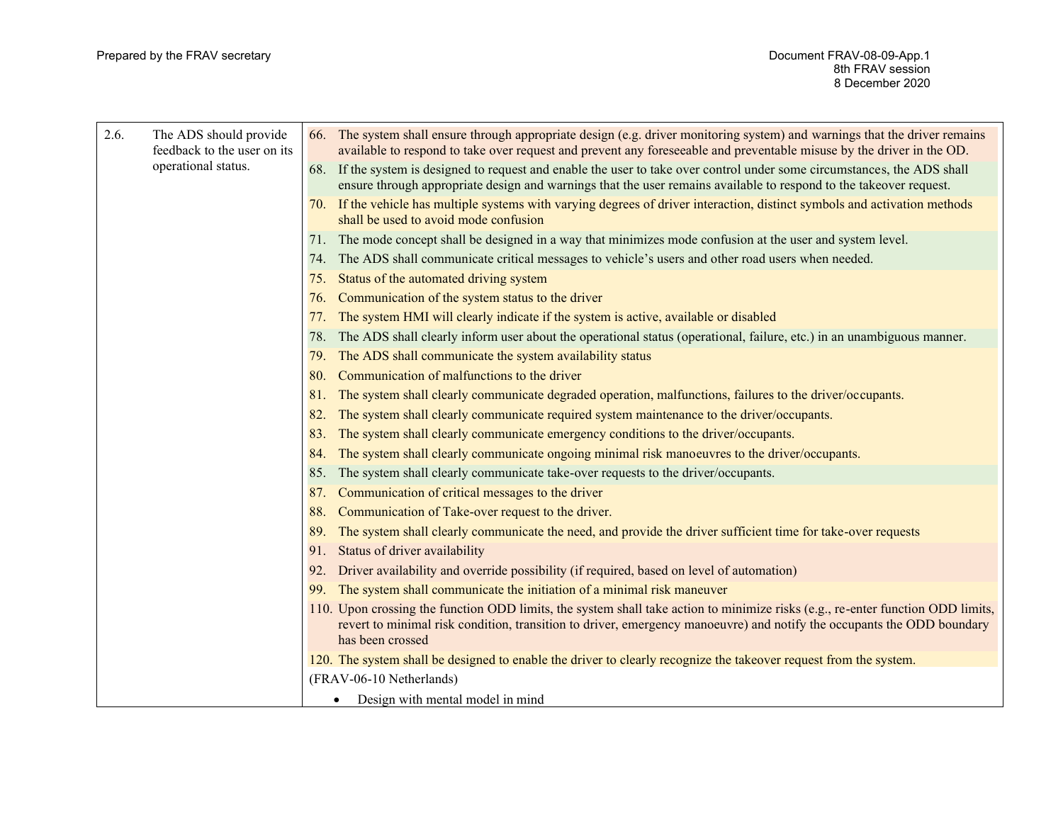| | | |
|---|---|---|
| 2.6. | The ADS should provide feedback to the user on its operational status. | 66. The system shall ensure through appropriate design (e.g. driver monitoring system) and warnings that the driver remains available to respond to take over request and prevent any foreseeable and preventable misuse by the driver in the OD.<br>68. If the system is designed to request and enable the user to take over control under some circumstances, the ADS shall ensure through appropriate design and warnings that the user remains available to respond to the takeover request.<br>70. If the vehicle has multiple systems with varying degrees of driver interaction, distinct symbols and activation methods shall be used to avoid mode confusion<br>71. The mode concept shall be designed in a way that minimizes mode confusion at the user and system level.<br>74. The ADS shall communicate critical messages to vehicle's users and other road users when needed.<br>75. Status of the automated driving system<br>76. Communication of the system status to the driver<br>77. The system HMI will clearly indicate if the system is active, available or disabled<br>78. The ADS shall clearly inform user about the operational status (operational, failure, etc.) in an unambiguous manner.<br>79. The ADS shall communicate the system availability status<br>80. Communication of malfunctions to the driver<br>81. The system shall clearly communicate degraded operation, malfunctions, failures to the driver/occupants.<br>82. The system shall clearly communicate required system maintenance to the driver/occupants.<br>83. The system shall clearly communicate emergency conditions to the driver/occupants.<br>84. The system shall clearly communicate ongoing minimal risk manoeuvres to the driver/occupants.<br>85. The system shall clearly communicate take-over requests to the driver/occupants.<br>87. Communication of critical messages to the driver<br>88. Communication of Take-over request to the driver.<br>89. The system shall clearly communicate the need, and provide the driver sufficient time for take-over requests<br>91. Status of driver availability<br>92. Driver availability and override possibility (if required, based on level of automation)<br>99. The system shall communicate the initiation of a minimal risk maneuver<br>110. Upon crossing the function ODD limits, the system shall take action to minimize risks (e.g., re-enter function ODD limits, revert to minimal risk condition, transition to driver, emergency manoeuvre) and notify the occupants the ODD boundary has been crossed<br>120. The system shall be designed to enable the driver to clearly recognize the takeover request from the system.<br>(FRAV-06-10 Netherlands)<br>• Design with mental model in mind |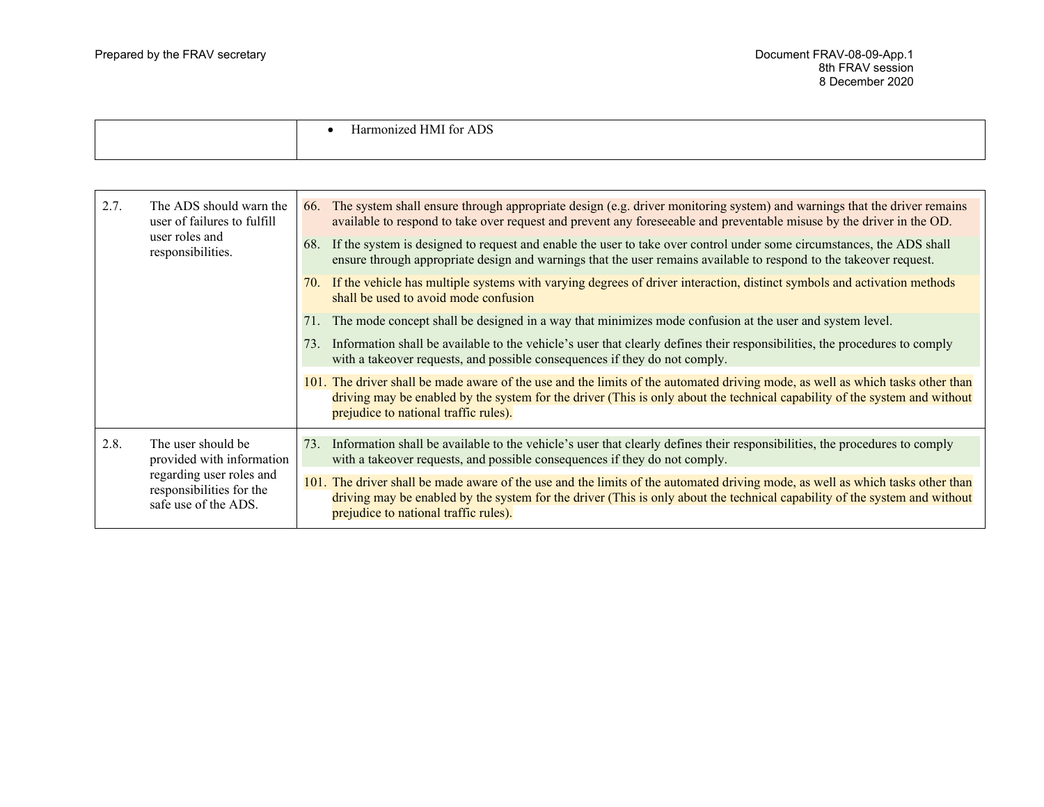| | • Harmonized HMI for ADS |
|---|---|

| | |
|---|---|
| 2.7. The ADS should warn the user of failures to fulfill user roles and responsibilities. | 66. The system shall ensure through appropriate design (e.g. driver monitoring system) and warnings that the driver remains available to respond to take over request and prevent any foreseeable and preventable misuse by the driver in the OD.<br>68. If the system is designed to request and enable the user to take over control under some circumstances, the ADS shall ensure through appropriate design and warnings that the user remains available to respond to the takeover request.<br>70. If the vehicle has multiple systems with varying degrees of driver interaction, distinct symbols and activation methods shall be used to avoid mode confusion<br>71. The mode concept shall be designed in a way that minimizes mode confusion at the user and system level.<br>73. Information shall be available to the vehicle's user that clearly defines their responsibilities, the procedures to comply with a takeover requests, and possible consequences if they do not comply.<br>101. The driver shall be made aware of the use and the limits of the automated driving mode, as well as which tasks other than driving may be enabled by the system for the driver (This is only about the technical capability of the system and without prejudice to national traffic rules). |
| 2.8. The user should be provided with information regarding user roles and responsibilities for the safe use of the ADS. | 73. Information shall be available to the vehicle's user that clearly defines their responsibilities, the procedures to comply with a takeover requests, and possible consequences if they do not comply.<br>101. The driver shall be made aware of the use and the limits of the automated driving mode, as well as which tasks other than driving may be enabled by the system for the driver (This is only about the technical capability of the system and without prejudice to national traffic rules). |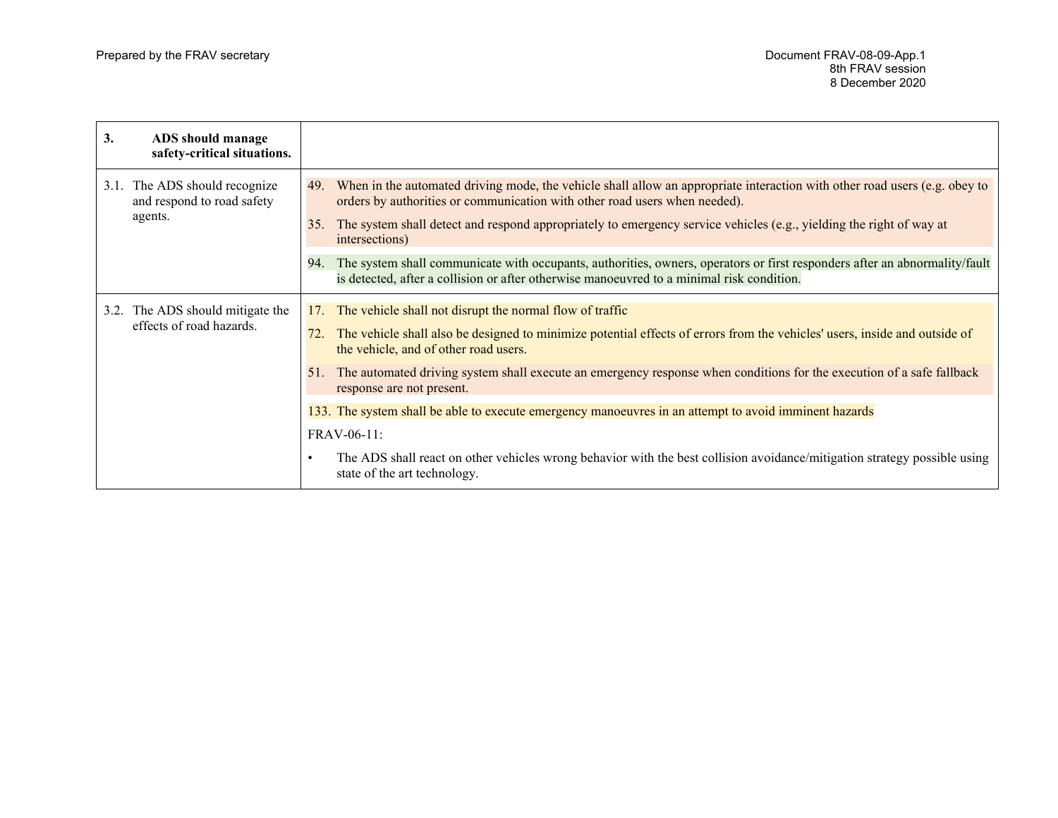| **3. ADS should manage safety-critical situations.** | |
|---|---|
| 3.1. The ADS should recognize and respond to road safety agents. | 49. When in the automated driving mode, the vehicle shall allow an appropriate interaction with other road users (e.g. obey to orders by authorities or communication with other road users when needed).<br><br>35. The system shall detect and respond appropriately to emergency service vehicles (e.g., yielding the right of way at intersections)<br><br>94. The system shall communicate with occupants, authorities, owners, operators or first responders after an abnormality/fault is detected, after a collision or after otherwise manoeuvred to a minimal risk condition. |
| 3.2. The ADS should mitigate the effects of road hazards. | 17. The vehicle shall not disrupt the normal flow of traffic<br><br>72. The vehicle shall also be designed to minimize potential effects of errors from the vehicles' users, inside and outside of the vehicle, and of other road users.<br><br>51. The automated driving system shall execute an emergency response when conditions for the execution of a safe fallback response are not present.<br><br>133. The system shall be able to execute emergency manoeuvres in an attempt to avoid imminent hazards<br><br>FRAV-06-11:<br><br>• The ADS shall react on other vehicles wrong behavior with the best collision avoidance/mitigation strategy possible using state of the art technology. |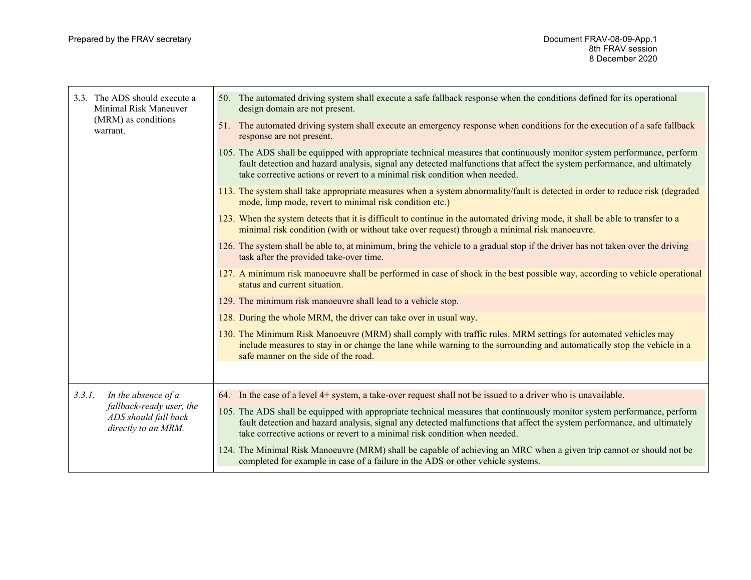| | |
|---|---|
| 3.3. The ADS should execute a Minimal Risk Maneuver (MRM) as conditions warrant. | 50. The automated driving system shall execute a safe fallback response when the conditions defined for its operational design domain are not present.<br><br>51. The automated driving system shall execute an emergency response when conditions for the execution of a safe fallback response are not present.<br><br>105. The ADS shall be equipped with appropriate technical measures that continuously monitor system performance, perform fault detection and hazard analysis, signal any detected malfunctions that affect the system performance, and ultimately take corrective actions or revert to a minimal risk condition when needed.<br><br>113. The system shall take appropriate measures when a system abnormality/fault is detected in order to reduce risk (degraded mode, limp mode, revert to minimal risk condition etc.)<br><br>123. When the system detects that it is difficult to continue in the automated driving mode, it shall be able to transfer to a minimal risk condition (with or without take over request) through a minimal risk manoeuvre.<br><br>126. The system shall be able to, at minimum, bring the vehicle to a gradual stop if the driver has not taken over the driving task after the provided take-over time.<br><br>127. A minimum risk manoeuvre shall be performed in case of shock in the best possible way, according to vehicle operational status and current situation.<br><br>129. The minimum risk manoeuvre shall lead to a vehicle stop.<br><br>128. During the whole MRM, the driver can take over in usual way.<br><br>130. The Minimum Risk Manoeuvre (MRM) shall comply with traffic rules. MRM settings for automated vehicles may include measures to stay in or change the lane while warning to the surrounding and automatically stop the vehicle in a safe manner on the side of the road. |
| *3.3.1. In the absence of a fallback-ready user, the ADS should fall back directly to an MRM.* | 64. In the case of a level 4+ system, a take-over request shall not be issued to a driver who is unavailable.<br><br>105. The ADS shall be equipped with appropriate technical measures that continuously monitor system performance, perform fault detection and hazard analysis, signal any detected malfunctions that affect the system performance, and ultimately take corrective actions or revert to a minimal risk condition when needed.<br><br>124. The Minimal Risk Manoeuvre (MRM) shall be capable of achieving an MRC when a given trip cannot or should not be completed for example in case of a failure in the ADS or other vehicle systems. |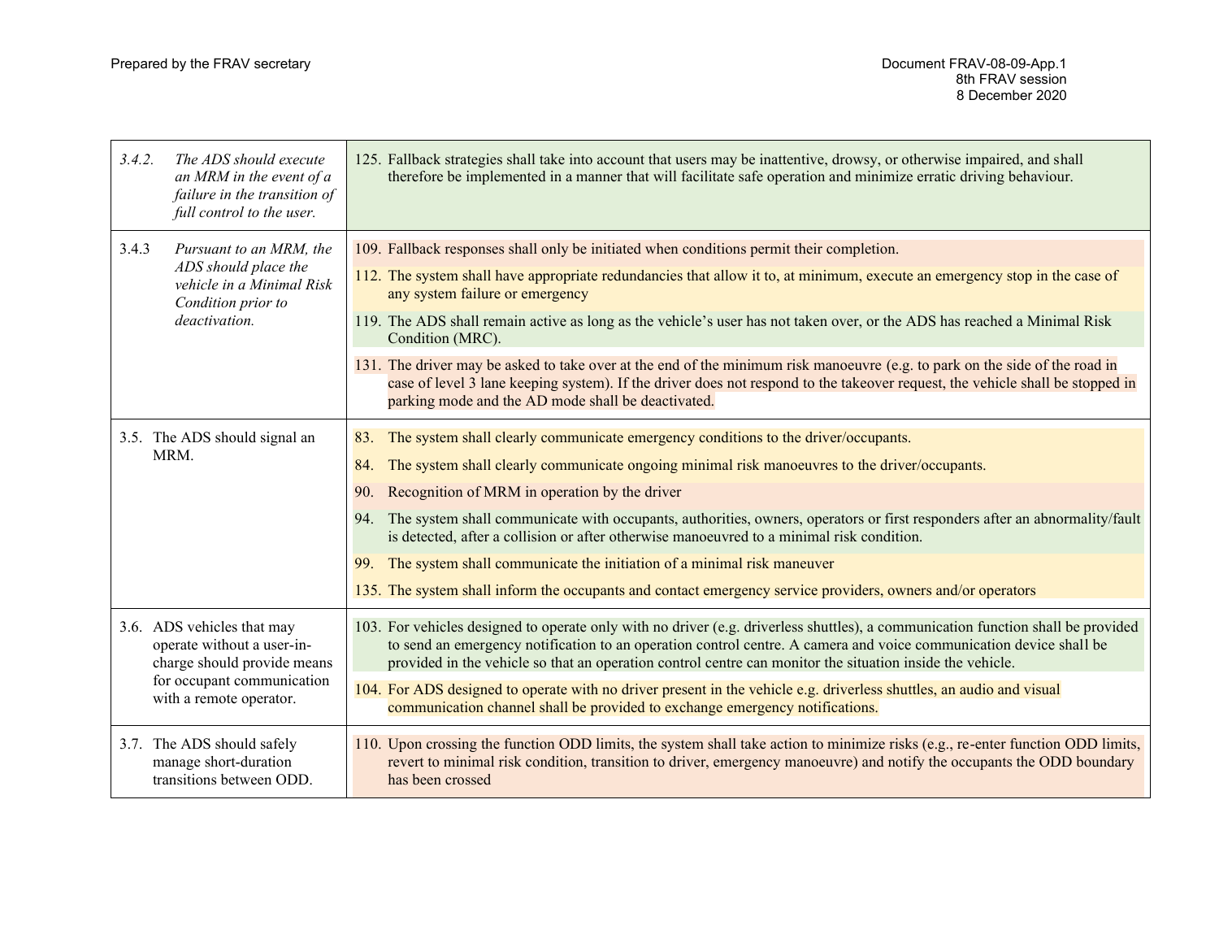| | |
|---|---|
| *3.4.2. The ADS should execute an MRM in the event of a failure in the transition of full control to the user.* | 125. Fallback strategies shall take into account that users may be inattentive, drowsy, or otherwise impaired, and shall therefore be implemented in a manner that will facilitate safe operation and minimize erratic driving behaviour. |
| *3.4.3 Pursuant to an MRM, the ADS should place the vehicle in a Minimal Risk Condition prior to deactivation.* | 109. Fallback responses shall only be initiated when conditions permit their completion.<br>112. The system shall have appropriate redundancies that allow it to, at minimum, execute an emergency stop in the case of any system failure or emergency<br>119. The ADS shall remain active as long as the vehicle's user has not taken over, or the ADS has reached a Minimal Risk Condition (MRC).<br>131. The driver may be asked to take over at the end of the minimum risk manoeuvre (e.g. to park on the side of the road in case of level 3 lane keeping system). If the driver does not respond to the takeover request, the vehicle shall be stopped in parking mode and the AD mode shall be deactivated. |
| 3.5. The ADS should signal an MRM. | 83. The system shall clearly communicate emergency conditions to the driver/occupants.<br>84. The system shall clearly communicate ongoing minimal risk manoeuvres to the driver/occupants.<br>90. Recognition of MRM in operation by the driver<br>94. The system shall communicate with occupants, authorities, owners, operators or first responders after an abnormality/fault is detected, after a collision or after otherwise manoeuvred to a minimal risk condition.<br>99. The system shall communicate the initiation of a minimal risk maneuver<br>135. The system shall inform the occupants and contact emergency service providers, owners and/or operators |
| 3.6. ADS vehicles that may operate without a user-in-charge should provide means for occupant communication with a remote operator. | 103. For vehicles designed to operate only with no driver (e.g. driverless shuttles), a communication function shall be provided to send an emergency notification to an operation control centre. A camera and voice communication device shall be provided in the vehicle so that an operation control centre can monitor the situation inside the vehicle.<br>104. For ADS designed to operate with no driver present in the vehicle e.g. driverless shuttles, an audio and visual communication channel shall be provided to exchange emergency notifications. |
| 3.7. The ADS should safely manage short-duration transitions between ODD. | 110. Upon crossing the function ODD limits, the system shall take action to minimize risks (e.g., re-enter function ODD limits, revert to minimal risk condition, transition to driver, emergency manoeuvre) and notify the occupants the ODD boundary has been crossed |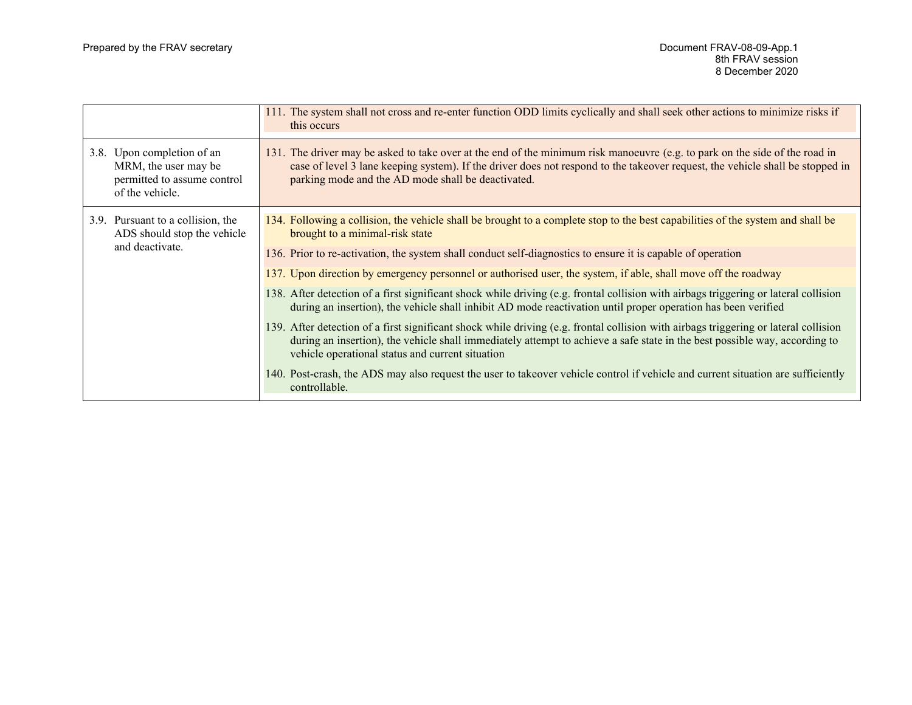| | |
|---|---|
| | 111. The system shall not cross and re-enter function ODD limits cyclically and shall seek other actions to minimize risks if this occurs |
| 3.8. Upon completion of an MRM, the user may be permitted to assume control of the vehicle. | 131. The driver may be asked to take over at the end of the minimum risk manoeuvre (e.g. to park on the side of the road in case of level 3 lane keeping system). If the driver does not respond to the takeover request, the vehicle shall be stopped in parking mode and the AD mode shall be deactivated. |
| 3.9. Pursuant to a collision, the ADS should stop the vehicle and deactivate. | 134. Following a collision, the vehicle shall be brought to a complete stop to the best capabilities of the system and shall be brought to a minimal-risk state<br><br>136. Prior to re-activation, the system shall conduct self-diagnostics to ensure it is capable of operation<br><br>137. Upon direction by emergency personnel or authorised user, the system, if able, shall move off the roadway<br><br>138. After detection of a first significant shock while driving (e.g. frontal collision with airbags triggering or lateral collision during an insertion), the vehicle shall inhibit AD mode reactivation until proper operation has been verified<br><br>139. After detection of a first significant shock while driving (e.g. frontal collision with airbags triggering or lateral collision during an insertion), the vehicle shall immediately attempt to achieve a safe state in the best possible way, according to vehicle operational status and current situation<br><br>140. Post-crash, the ADS may also request the user to takeover vehicle control if vehicle and current situation are sufficiently controllable. |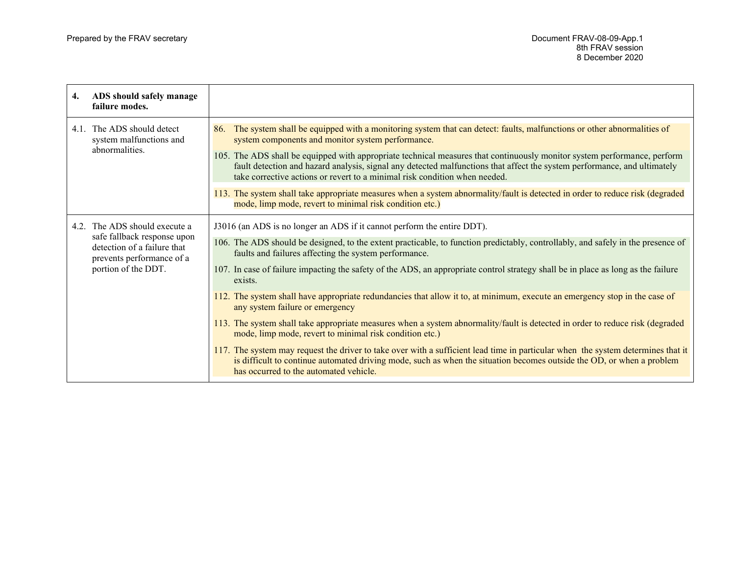| 4. **ADS should safely manage failure modes.** | |
|---|---|
| 4.1. The ADS should detect system malfunctions and abnormalities. | 86. The system shall be equipped with a monitoring system that can detect: faults, malfunctions or other abnormalities of system components and monitor system performance.<br><br>105. The ADS shall be equipped with appropriate technical measures that continuously monitor system performance, perform fault detection and hazard analysis, signal any detected malfunctions that affect the system performance, and ultimately take corrective actions or revert to a minimal risk condition when needed.<br><br>113. The system shall take appropriate measures when a system abnormality/fault is detected in order to reduce risk (degraded mode, limp mode, revert to minimal risk condition etc.) |
| 4.2. The ADS should execute a safe fallback response upon detection of a failure that prevents performance of a portion of the DDT. | J3016 (an ADS is no longer an ADS if it cannot perform the entire DDT).<br><br>106. The ADS should be designed, to the extent practicable, to function predictably, controllably, and safely in the presence of faults and failures affecting the system performance.<br><br>107. In case of failure impacting the safety of the ADS, an appropriate control strategy shall be in place as long as the failure exists.<br><br>112. The system shall have appropriate redundancies that allow it to, at minimum, execute an emergency stop in the case of any system failure or emergency<br><br>113. The system shall take appropriate measures when a system abnormality/fault is detected in order to reduce risk (degraded mode, limp mode, revert to minimal risk condition etc.)<br><br>117. The system may request the driver to take over with a sufficient lead time in particular when the system determines that it is difficult to continue automated driving mode, such as when the situation becomes outside the OD, or when a problem has occurred to the automated vehicle. |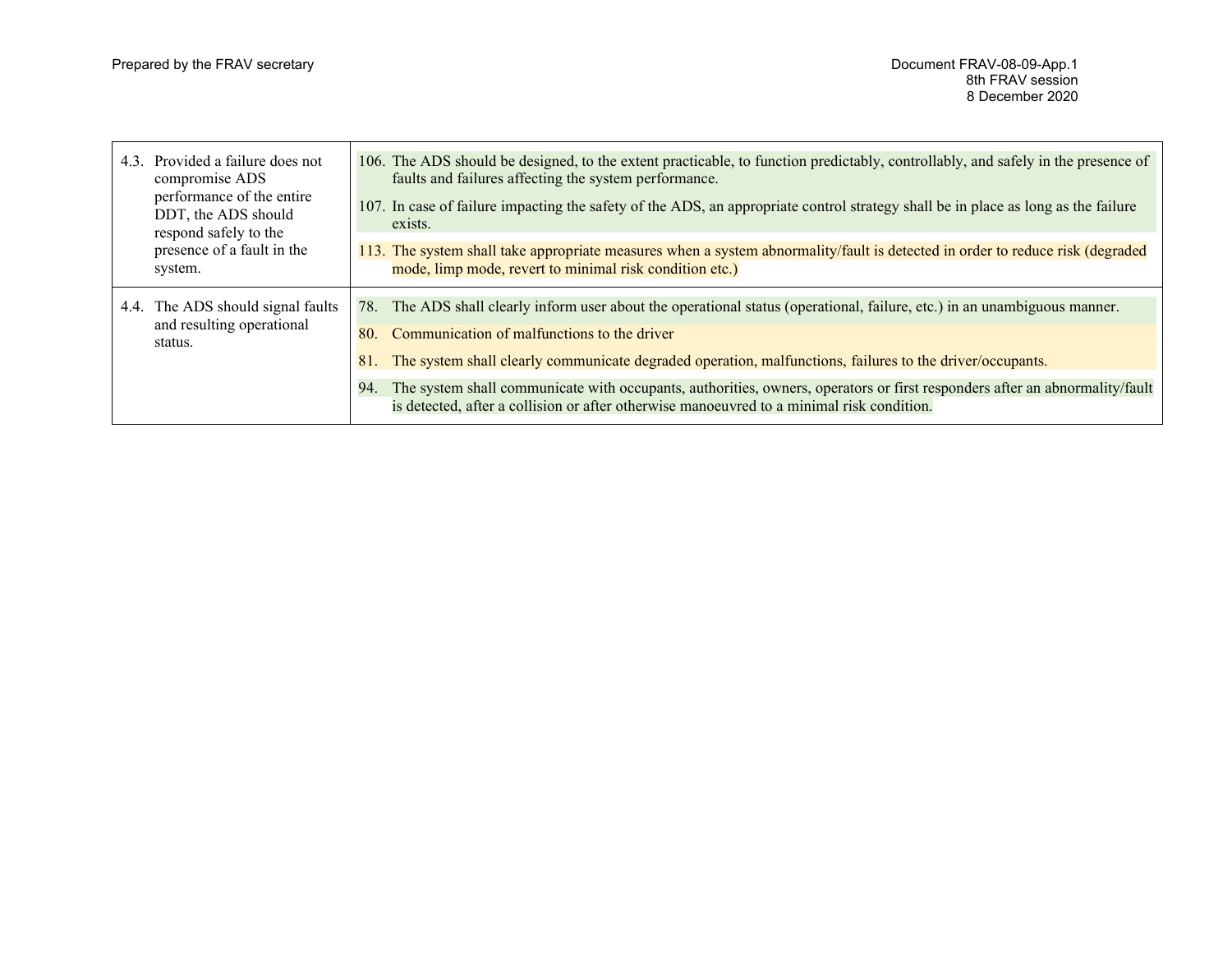| | |
|---|---|
| 4.3. Provided a failure does not compromise ADS performance of the entire DDT, the ADS should respond safely to the presence of a fault in the system. | 106. The ADS should be designed, to the extent practicable, to function predictably, controllably, and safely in the presence of faults and failures affecting the system performance.<br><br>107. In case of failure impacting the safety of the ADS, an appropriate control strategy shall be in place as long as the failure exists.<br><br>113. The system shall take appropriate measures when a system abnormality/fault is detected in order to reduce risk (degraded mode, limp mode, revert to minimal risk condition etc.) |
| 4.4. The ADS should signal faults and resulting operational status. | 78. The ADS shall clearly inform user about the operational status (operational, failure, etc.) in an unambiguous manner.<br><br>80. Communication of malfunctions to the driver<br><br>81. The system shall clearly communicate degraded operation, malfunctions, failures to the driver/occupants.<br><br>94. The system shall communicate with occupants, authorities, owners, operators or first responders after an abnormality/fault is detected, after a collision or after otherwise manoeuvred to a minimal risk condition. |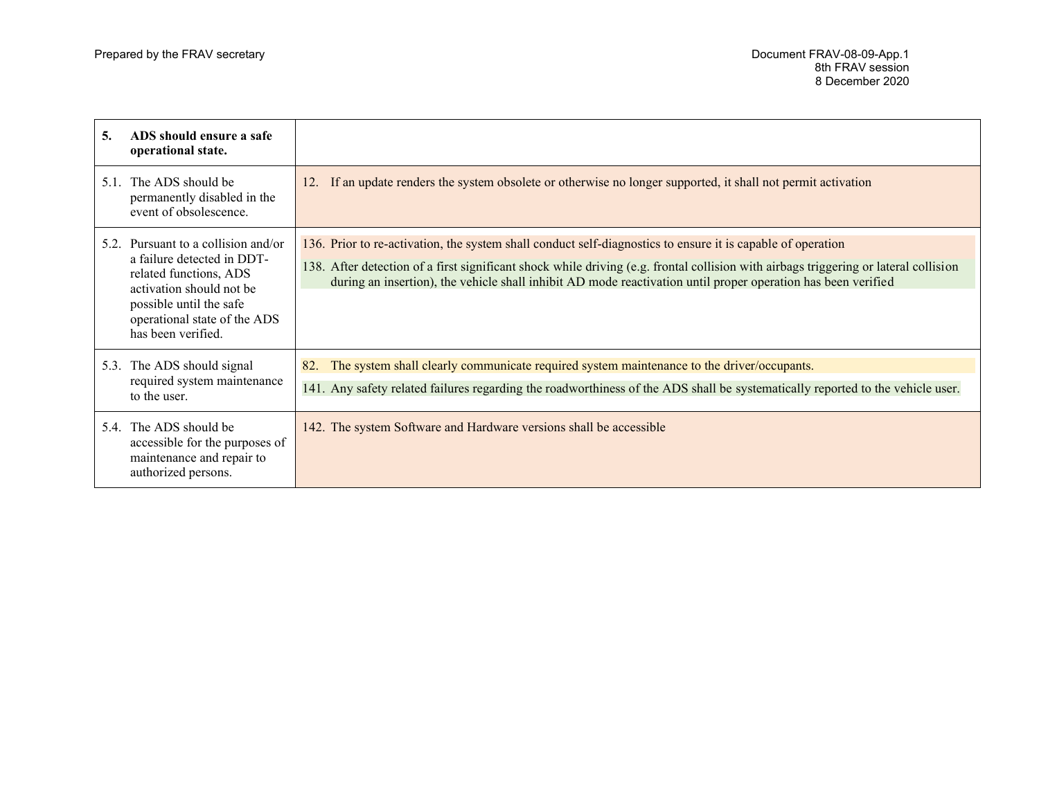| | |
|---|---|
| **5. ADS should ensure a safe operational state.** | |
| 5.1. The ADS should be permanently disabled in the event of obsolescence. | 12. If an update renders the system obsolete or otherwise no longer supported, it shall not permit activation |
| 5.2. Pursuant to a collision and/or a failure detected in DDT-related functions, ADS activation should not be possible until the safe operational state of the ADS has been verified. | 136. Prior to re-activation, the system shall conduct self-diagnostics to ensure it is capable of operation<br>138. After detection of a first significant shock while driving (e.g. frontal collision with airbags triggering or lateral collision during an insertion), the vehicle shall inhibit AD mode reactivation until proper operation has been verified |
| 5.3. The ADS should signal required system maintenance to the user. | 82. The system shall clearly communicate required system maintenance to the driver/occupants.<br>141. Any safety related failures regarding the roadworthiness of the ADS shall be systematically reported to the vehicle user. |
| 5.4. The ADS should be accessible for the purposes of maintenance and repair to authorized persons. | 142. The system Software and Hardware versions shall be accessible |